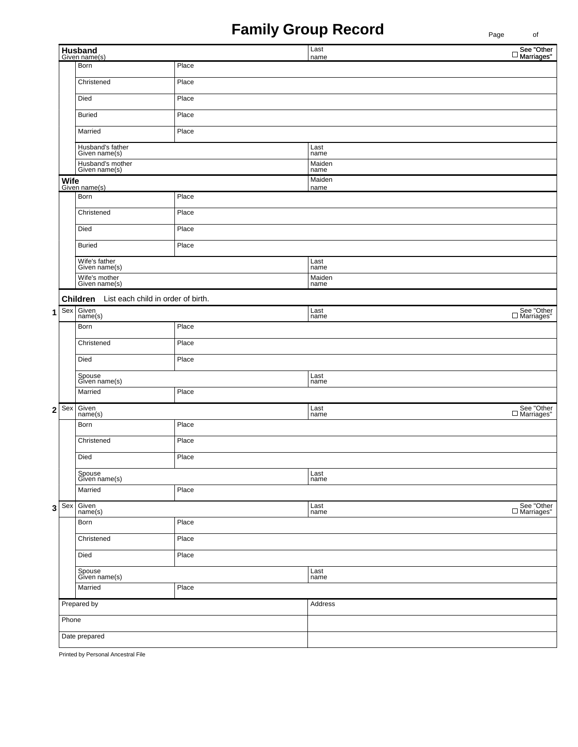# Family Group Record

Page of

| **Husband** Given name(s) | | Last name | ☐ See "Other Marriages" |
|---|---|---|---|
| Born | Place | | |
| Christened | Place | | |
| Died | Place | | |
| Buried | Place | | |
| Married | Place | | |
| Husband's father Given name(s) | | Last name | |
| Husband's mother Given name(s) | | Maiden name | |

| **Wife** Given name(s) | | Maiden name |
|---|---|---|
| Born | Place | |
| Christened | Place | |
| Died | Place | |
| Buried | Place | |
| Wife's father Given name(s) | | Last name |
| Wife's mother Given name(s) | | Maiden name |

**Children** List each child in order of birth.

| # | Sex | Given name(s) | | Last name | ☐ See "Other Marriages" |
|---|---|---|---|---|---|
| 1 | Sex | Given name(s) | | Last name | ☐ See "Other Marriages" |
| | | Born | Place | | |
| | | Christened | Place | | |
| | | Died | Place | | |
| | | Spouse Given name(s) | | Last name | |
| | | Married | Place | | |
| 2 | Sex | Given name(s) | | Last name | ☐ See "Other Marriages" |
| | | Born | Place | | |
| | | Christened | Place | | |
| | | Died | Place | | |
| | | Spouse Given name(s) | | Last name | |
| | | Married | Place | | |
| 3 | Sex | Given name(s) | | Last name | ☐ See "Other Marriages" |
| | | Born | Place | | |
| | | Christened | Place | | |
| | | Died | Place | | |
| | | Spouse Given name(s) | | Last name | |
| | | Married | Place | | |

| Prepared by | Address |
|---|---|
| Phone | |
| Date prepared | |

Printed by Personal Ancestral File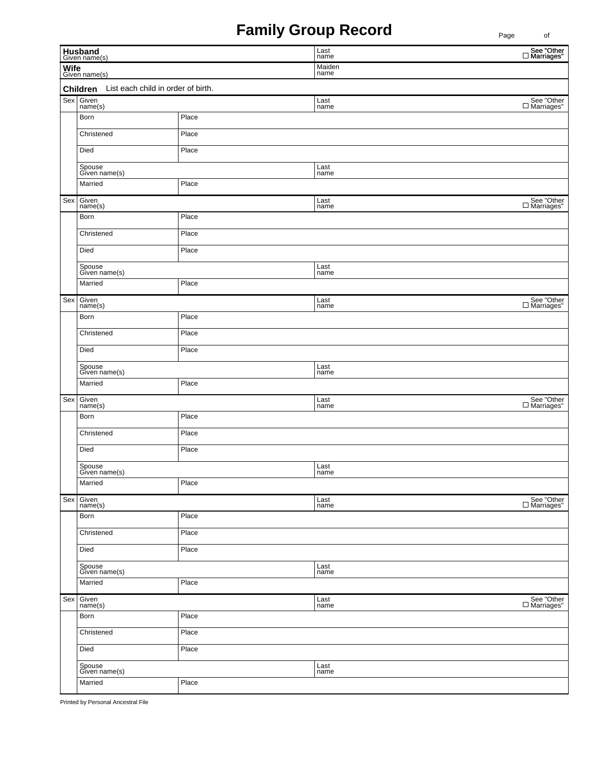# Family Group Record

Page &nbsp;&nbsp;&nbsp;&nbsp; of

| | | | |
|---|---|---|---|
| **Husband** Given name(s) | | Last name | ☐ See "Other Marriages" |
| **Wife** Given name(s) | | Maiden name | |

**Children** List each child in order of birth.

| Sex | Given name(s) | | Last name | ☐ See "Other Marriages" |
|---|---|---|---|---|
| | Born | Place | | |
| | Christened | Place | | |
| | Died | Place | | |
| | Spouse Given name(s) | | Last name | |
| | Married | Place | | |
| Sex | Given name(s) | | Last name | ☐ See "Other Marriages" |
| | Born | Place | | |
| | Christened | Place | | |
| | Died | Place | | |
| | Spouse Given name(s) | | Last name | |
| | Married | Place | | |
| Sex | Given name(s) | | Last name | ☐ See "Other Marriages" |
| | Born | Place | | |
| | Christened | Place | | |
| | Died | Place | | |
| | Spouse Given name(s) | | Last name | |
| | Married | Place | | |
| Sex | Given name(s) | | Last name | ☐ See "Other Marriages" |
| | Born | Place | | |
| | Christened | Place | | |
| | Died | Place | | |
| | Spouse Given name(s) | | Last name | |
| | Married | Place | | |
| Sex | Given name(s) | | Last name | ☐ See "Other Marriages" |
| | Born | Place | | |
| | Christened | Place | | |
| | Died | Place | | |
| | Spouse Given name(s) | | Last name | |
| | Married | Place | | |
| Sex | Given name(s) | | Last name | ☐ See "Other Marriages" |
| | Born | Place | | |
| | Christened | Place | | |
| | Died | Place | | |
| | Spouse Given name(s) | | Last name | |
| | Married | Place | | |

Printed by Personal Ancestral File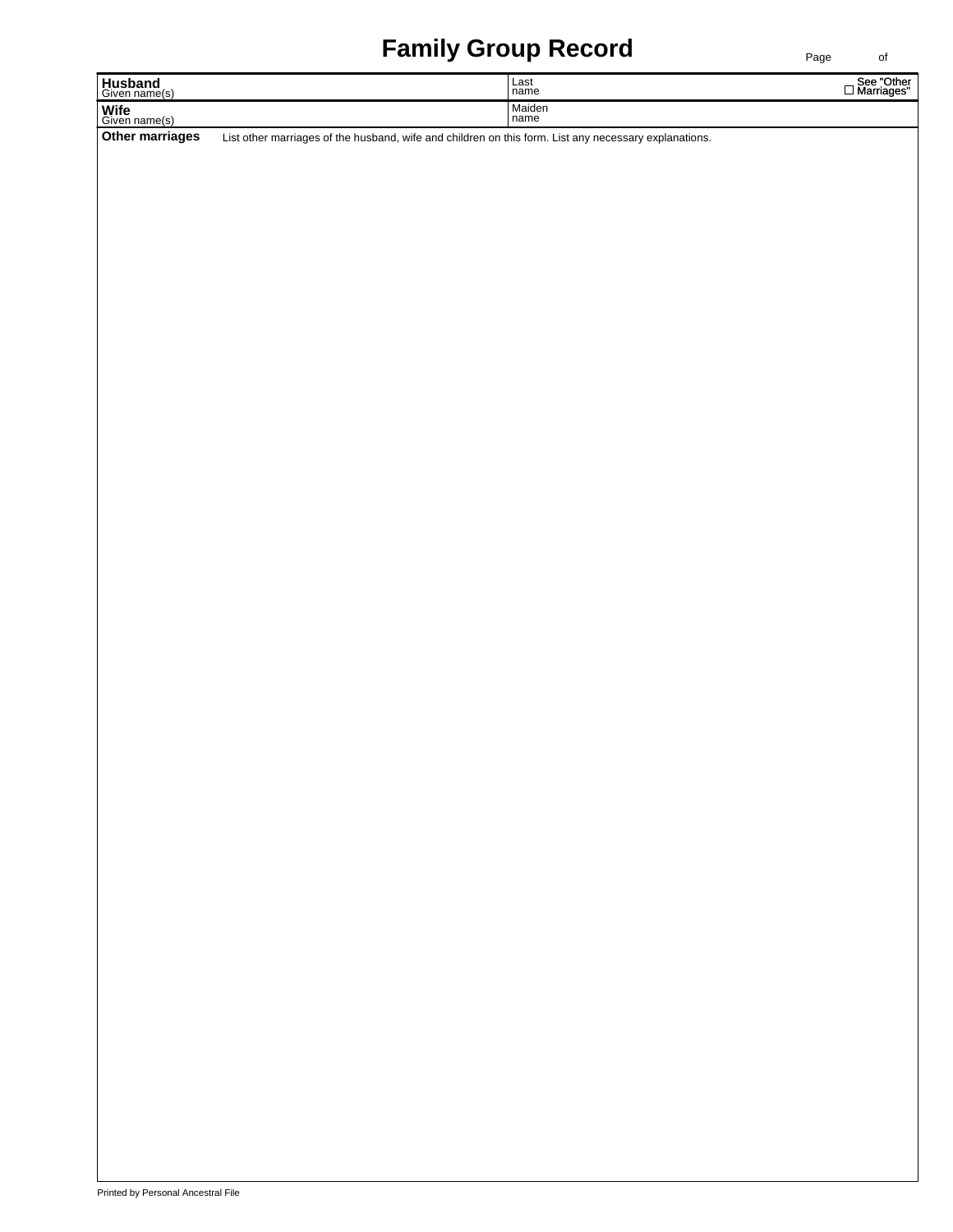# Family Group Record

Page of

| | | |
|---|---|---|
| **Husband** Given name(s) | Last name | ☐ See "Other Marriages" |
| **Wife** Given name(s) | Maiden name | |

**Other marriages** List other marriages of the husband, wife and children on this form. List any necessary explanations.

Printed by Personal Ancestral File